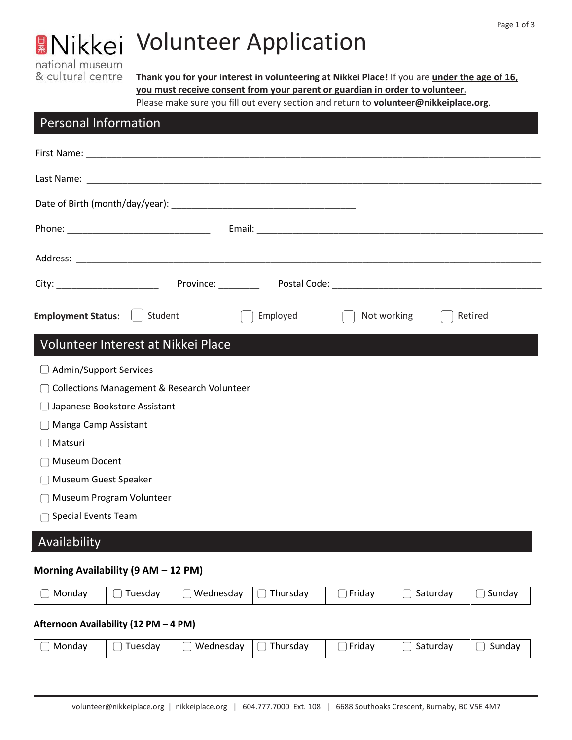Nikkei national museum & cultural centre

# Volunteer Application

**Thank you for your interest in volunteering at Nikkei Place!** If you are **under the age of 16, you must receive consent from your parent or guardian in order to volunteer.**
Please make sure you fill out every section and return to **volunteer@nikkeiplace.org**.

## Personal Information

First Name: ______________________________________________

Last Name: ______________________________________________

Date of Birth (month/day/year): ______________________________

Phone: ___________________________ Email: ___________________________

Address: ______________________________________________

City: ____________________ Province: ________ Postal Code: ____________________

**Employment Status:** ☐ Student ☐ Employed ☐ Not working ☐ Retired

## Volunteer Interest at Nikkei Place

- ☐ Admin/Support Services
- ☐ Collections Management & Research Volunteer
- ☐ Japanese Bookstore Assistant
- ☐ Manga Camp Assistant
- ☐ Matsuri
- ☐ Museum Docent
- ☐ Museum Guest Speaker
- ☐ Museum Program Volunteer
- ☐ Special Events Team

## Availability

**Morning Availability (9 AM – 12 PM)**

| ☐ Monday | ☐ Tuesday | ☐ Wednesday | ☐ Thursday | ☐ Friday | ☐ Saturday | ☐ Sunday |
|---|---|---|---|---|---|---|

**Afternoon Availability (12 PM – 4 PM)**

| ☐ Monday | ☐ Tuesday | ☐ Wednesday | ☐ Thursday | ☐ Friday | ☐ Saturday | ☐ Sunday |
|---|---|---|---|---|---|---|

volunteer@nikkeiplace.org | nikkeiplace.org | 604.777.7000 Ext. 108 | 6688 Southoaks Crescent, Burnaby, BC V5E 4M7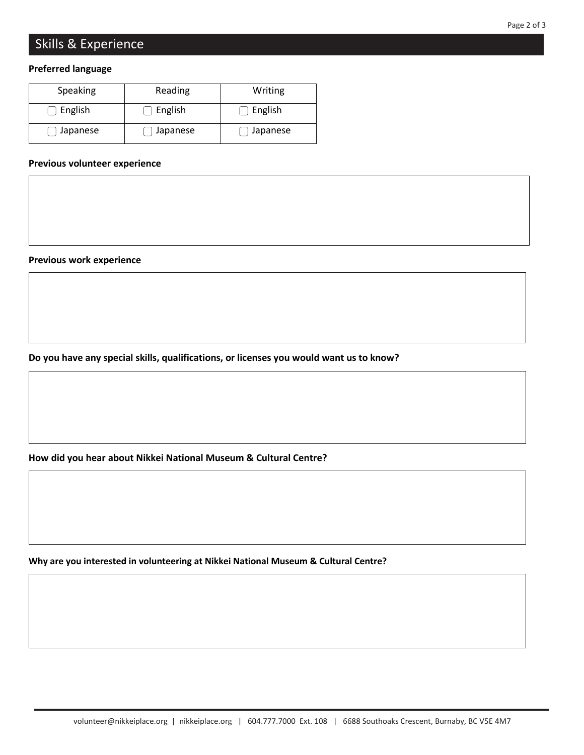## Skills & Experience

**Preferred language**

| Speaking | Reading | Writing |
| --- | --- | --- |
| ☐ English | ☐ English | ☐ English |
| ☐ Japanese | ☐ Japanese | ☐ Japanese |

**Previous volunteer experience**

**Previous work experience**

**Do you have any special skills, qualifications, or licenses you would want us to know?**

**How did you hear about Nikkei National Museum & Cultural Centre?**

**Why are you interested in volunteering at Nikkei National Museum & Cultural Centre?**

volunteer@nikkeiplace.org | nikkeiplace.org | 604.777.7000 Ext. 108 | 6688 Southoaks Crescent, Burnaby, BC V5E 4M7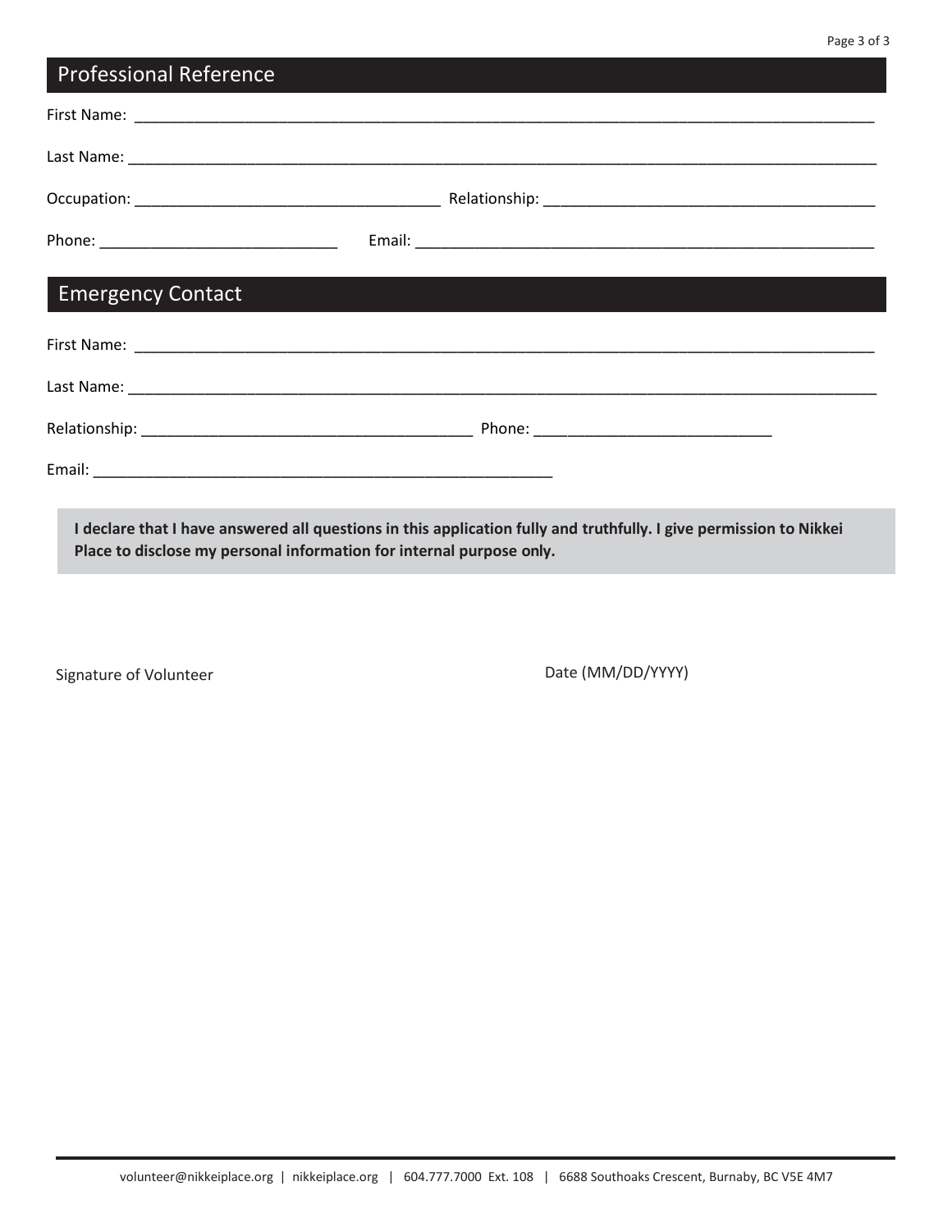## Professional Reference

First Name: ___________________________________________________________________________

Last Name: ___________________________________________________________________________

Occupation: ______________________________ Relationship: _________________________________

Phone: _______________________ Email: ______________________________________________

## Emergency Contact

First Name: ___________________________________________________________________________

Last Name: ___________________________________________________________________________

Relationship: _________________________________ Phone: _______________________

Email: ______________________________________________

**I declare that I have answered all questions in this application fully and truthfully. I give permission to Nikkei Place to disclose my personal information for internal purpose only.**

Signature of Volunteer

Date (MM/DD/YYYY)

volunteer@nikkeiplace.org | nikkeiplace.org | 604.777.7000 Ext. 108 | 6688 Southoaks Crescent, Burnaby, BC V5E 4M7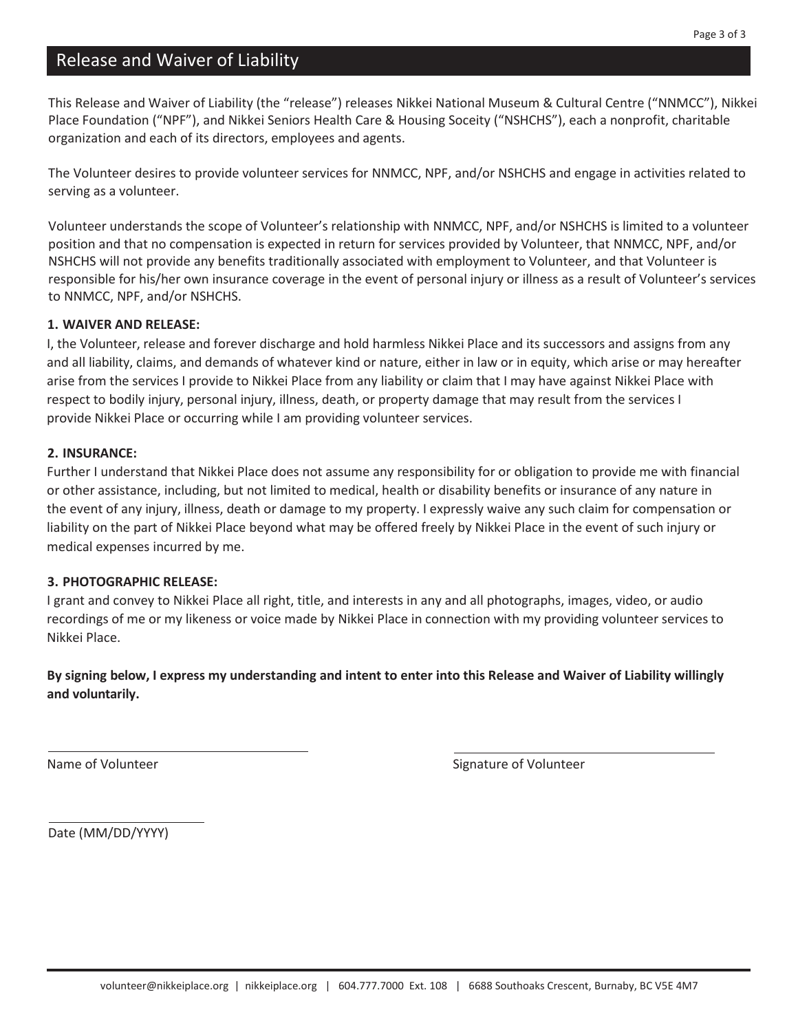## Release and Waiver of Liability

This Release and Waiver of Liability (the "release") releases Nikkei National Museum & Cultural Centre ("NNMCC"), Nikkei Place Foundation ("NPF"), and Nikkei Seniors Health Care & Housing Soceity ("NSHCHS"), each a nonprofit, charitable organization and each of its directors, employees and agents.

The Volunteer desires to provide volunteer services for NNMCC, NPF, and/or NSHCHS and engage in activities related to serving as a volunteer.

Volunteer understands the scope of Volunteer's relationship with NNMCC, NPF, and/or NSHCHS is limited to a volunteer position and that no compensation is expected in return for services provided by Volunteer, that NNMCC, NPF, and/or NSHCHS will not provide any benefits traditionally associated with employment to Volunteer, and that Volunteer is responsible for his/her own insurance coverage in the event of personal injury or illness as a result of Volunteer's services to NNMCC, NPF, and/or NSHCHS.

**1. WAIVER AND RELEASE:**
I, the Volunteer, release and forever discharge and hold harmless Nikkei Place and its successors and assigns from any and all liability, claims, and demands of whatever kind or nature, either in law or in equity, which arise or may hereafter arise from the services I provide to Nikkei Place from any liability or claim that I may have against Nikkei Place with respect to bodily injury, personal injury, illness, death, or property damage that may result from the services I provide Nikkei Place or occurring while I am providing volunteer services.

**2. INSURANCE:**
Further I understand that Nikkei Place does not assume any responsibility for or obligation to provide me with financial or other assistance, including, but not limited to medical, health or disability benefits or insurance of any nature in the event of any injury, illness, death or damage to my property. I expressly waive any such claim for compensation or liability on the part of Nikkei Place beyond what may be offered freely by Nikkei Place in the event of such injury or medical expenses incurred by me.

**3. PHOTOGRAPHIC RELEASE:**
I grant and convey to Nikkei Place all right, title, and interests in any and all photographs, images, video, or audio recordings of me or my likeness or voice made by Nikkei Place in connection with my providing volunteer services to Nikkei Place.

**By signing below, I express my understanding and intent to enter into this Release and Waiver of Liability willingly and voluntarily.**

Name of Volunteer ____________________

Signature of Volunteer ____________________

Date (MM/DD/YYYY) ____________________

volunteer@nikkeiplace.org | nikkeiplace.org | 604.777.7000 Ext. 108 | 6688 Southoaks Crescent, Burnaby, BC V5E 4M7